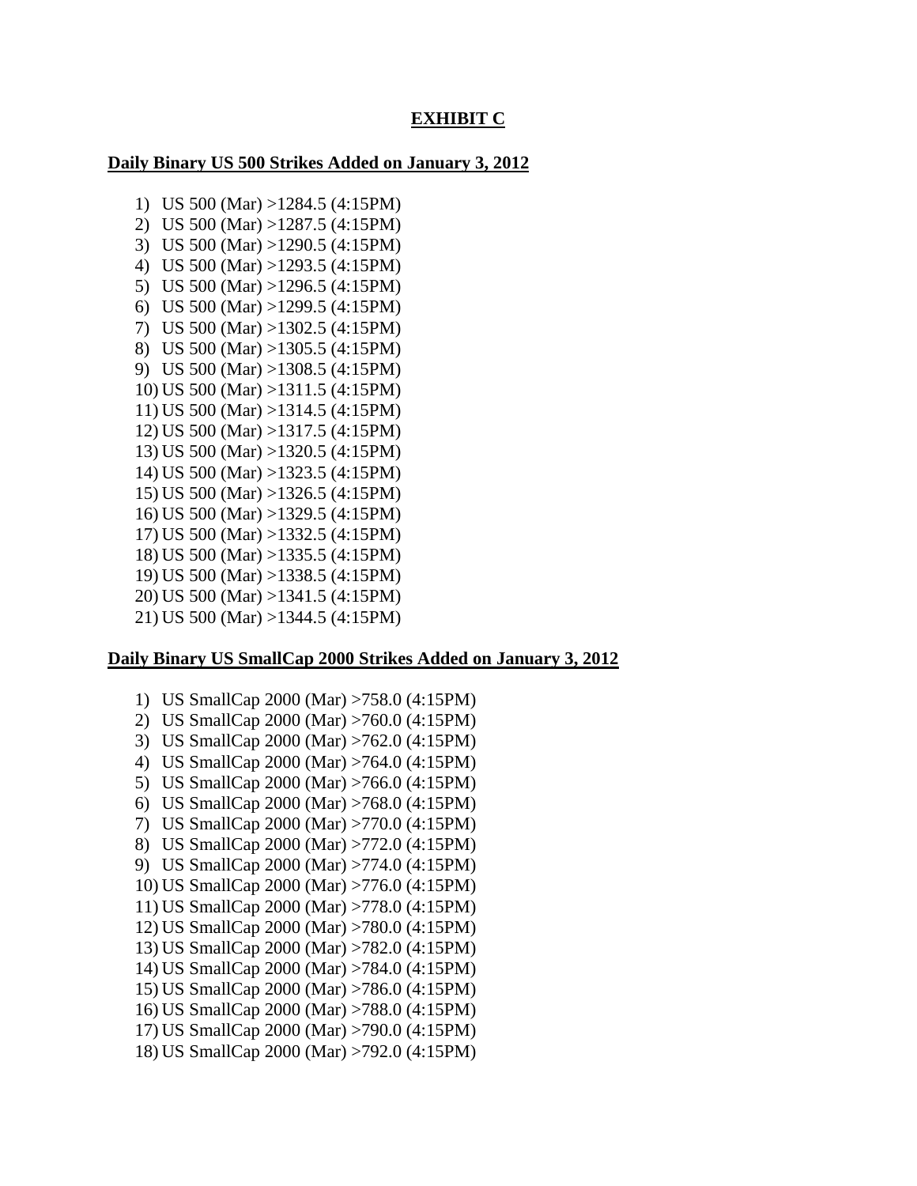# EXHIBIT C

## Daily Binary US 500 Strikes Added on January 3, 2012

1) US 500 (Mar) >1284.5 (4:15PM)
2) US 500 (Mar) >1287.5 (4:15PM)
3) US 500 (Mar) >1290.5 (4:15PM)
4) US 500 (Mar) >1293.5 (4:15PM)
5) US 500 (Mar) >1296.5 (4:15PM)
6) US 500 (Mar) >1299.5 (4:15PM)
7) US 500 (Mar) >1302.5 (4:15PM)
8) US 500 (Mar) >1305.5 (4:15PM)
9) US 500 (Mar) >1308.5 (4:15PM)
10) US 500 (Mar) >1311.5 (4:15PM)
11) US 500 (Mar) >1314.5 (4:15PM)
12) US 500 (Mar) >1317.5 (4:15PM)
13) US 500 (Mar) >1320.5 (4:15PM)
14) US 500 (Mar) >1323.5 (4:15PM)
15) US 500 (Mar) >1326.5 (4:15PM)
16) US 500 (Mar) >1329.5 (4:15PM)
17) US 500 (Mar) >1332.5 (4:15PM)
18) US 500 (Mar) >1335.5 (4:15PM)
19) US 500 (Mar) >1338.5 (4:15PM)
20) US 500 (Mar) >1341.5 (4:15PM)
21) US 500 (Mar) >1344.5 (4:15PM)

## Daily Binary US SmallCap 2000 Strikes Added on January 3, 2012

1) US SmallCap 2000 (Mar) >758.0 (4:15PM)
2) US SmallCap 2000 (Mar) >760.0 (4:15PM)
3) US SmallCap 2000 (Mar) >762.0 (4:15PM)
4) US SmallCap 2000 (Mar) >764.0 (4:15PM)
5) US SmallCap 2000 (Mar) >766.0 (4:15PM)
6) US SmallCap 2000 (Mar) >768.0 (4:15PM)
7) US SmallCap 2000 (Mar) >770.0 (4:15PM)
8) US SmallCap 2000 (Mar) >772.0 (4:15PM)
9) US SmallCap 2000 (Mar) >774.0 (4:15PM)
10) US SmallCap 2000 (Mar) >776.0 (4:15PM)
11) US SmallCap 2000 (Mar) >778.0 (4:15PM)
12) US SmallCap 2000 (Mar) >780.0 (4:15PM)
13) US SmallCap 2000 (Mar) >782.0 (4:15PM)
14) US SmallCap 2000 (Mar) >784.0 (4:15PM)
15) US SmallCap 2000 (Mar) >786.0 (4:15PM)
16) US SmallCap 2000 (Mar) >788.0 (4:15PM)
17) US SmallCap 2000 (Mar) >790.0 (4:15PM)
18) US SmallCap 2000 (Mar) >792.0 (4:15PM)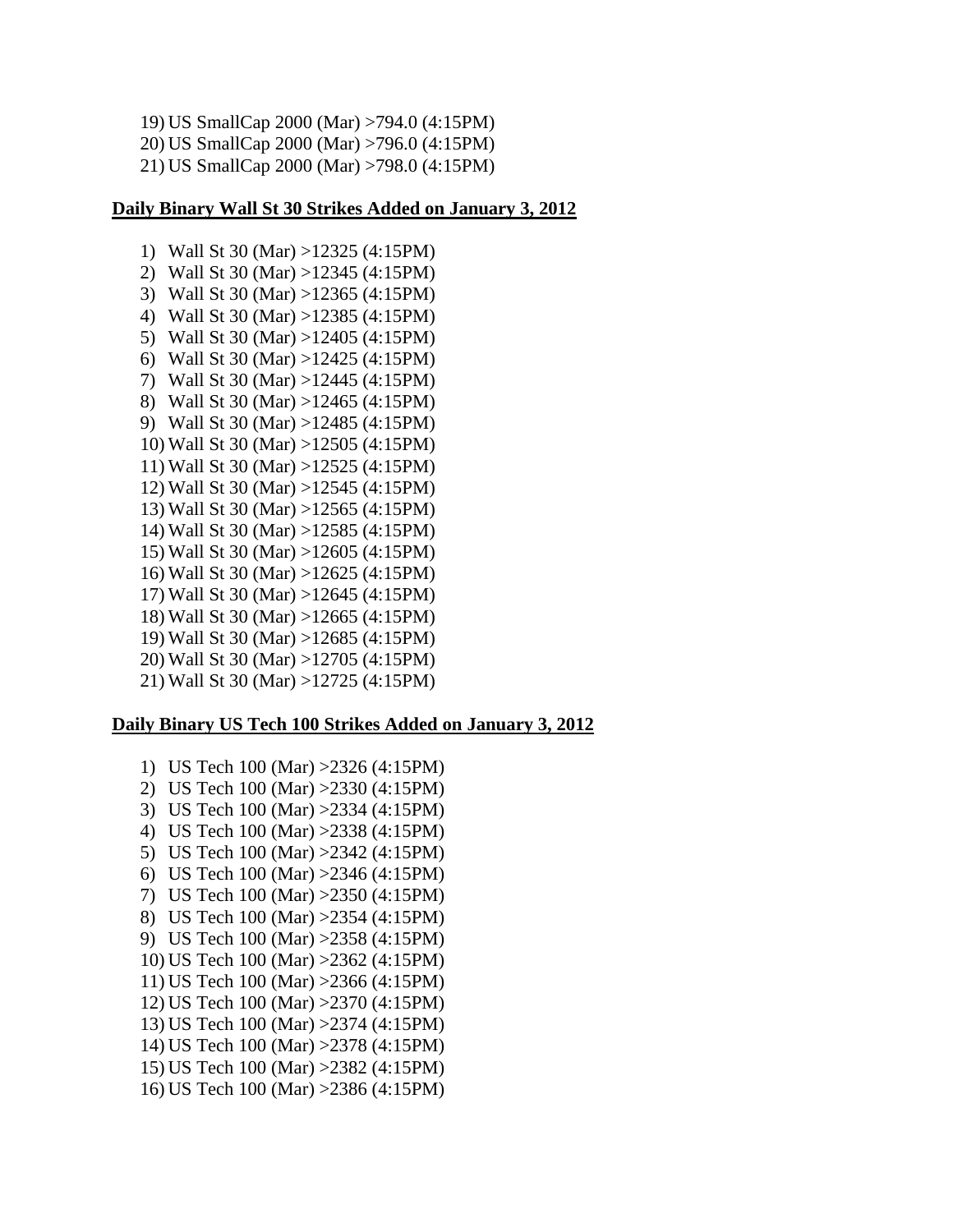19) US SmallCap 2000 (Mar) >794.0 (4:15PM)
20) US SmallCap 2000 (Mar) >796.0 (4:15PM)
21) US SmallCap 2000 (Mar) >798.0 (4:15PM)

**Daily Binary Wall St 30 Strikes Added on January 3, 2012**

1) Wall St 30 (Mar) >12325 (4:15PM)
2) Wall St 30 (Mar) >12345 (4:15PM)
3) Wall St 30 (Mar) >12365 (4:15PM)
4) Wall St 30 (Mar) >12385 (4:15PM)
5) Wall St 30 (Mar) >12405 (4:15PM)
6) Wall St 30 (Mar) >12425 (4:15PM)
7) Wall St 30 (Mar) >12445 (4:15PM)
8) Wall St 30 (Mar) >12465 (4:15PM)
9) Wall St 30 (Mar) >12485 (4:15PM)
10) Wall St 30 (Mar) >12505 (4:15PM)
11) Wall St 30 (Mar) >12525 (4:15PM)
12) Wall St 30 (Mar) >12545 (4:15PM)
13) Wall St 30 (Mar) >12565 (4:15PM)
14) Wall St 30 (Mar) >12585 (4:15PM)
15) Wall St 30 (Mar) >12605 (4:15PM)
16) Wall St 30 (Mar) >12625 (4:15PM)
17) Wall St 30 (Mar) >12645 (4:15PM)
18) Wall St 30 (Mar) >12665 (4:15PM)
19) Wall St 30 (Mar) >12685 (4:15PM)
20) Wall St 30 (Mar) >12705 (4:15PM)
21) Wall St 30 (Mar) >12725 (4:15PM)

**Daily Binary US Tech 100 Strikes Added on January 3, 2012**

1) US Tech 100 (Mar) >2326 (4:15PM)
2) US Tech 100 (Mar) >2330 (4:15PM)
3) US Tech 100 (Mar) >2334 (4:15PM)
4) US Tech 100 (Mar) >2338 (4:15PM)
5) US Tech 100 (Mar) >2342 (4:15PM)
6) US Tech 100 (Mar) >2346 (4:15PM)
7) US Tech 100 (Mar) >2350 (4:15PM)
8) US Tech 100 (Mar) >2354 (4:15PM)
9) US Tech 100 (Mar) >2358 (4:15PM)
10) US Tech 100 (Mar) >2362 (4:15PM)
11) US Tech 100 (Mar) >2366 (4:15PM)
12) US Tech 100 (Mar) >2370 (4:15PM)
13) US Tech 100 (Mar) >2374 (4:15PM)
14) US Tech 100 (Mar) >2378 (4:15PM)
15) US Tech 100 (Mar) >2382 (4:15PM)
16) US Tech 100 (Mar) >2386 (4:15PM)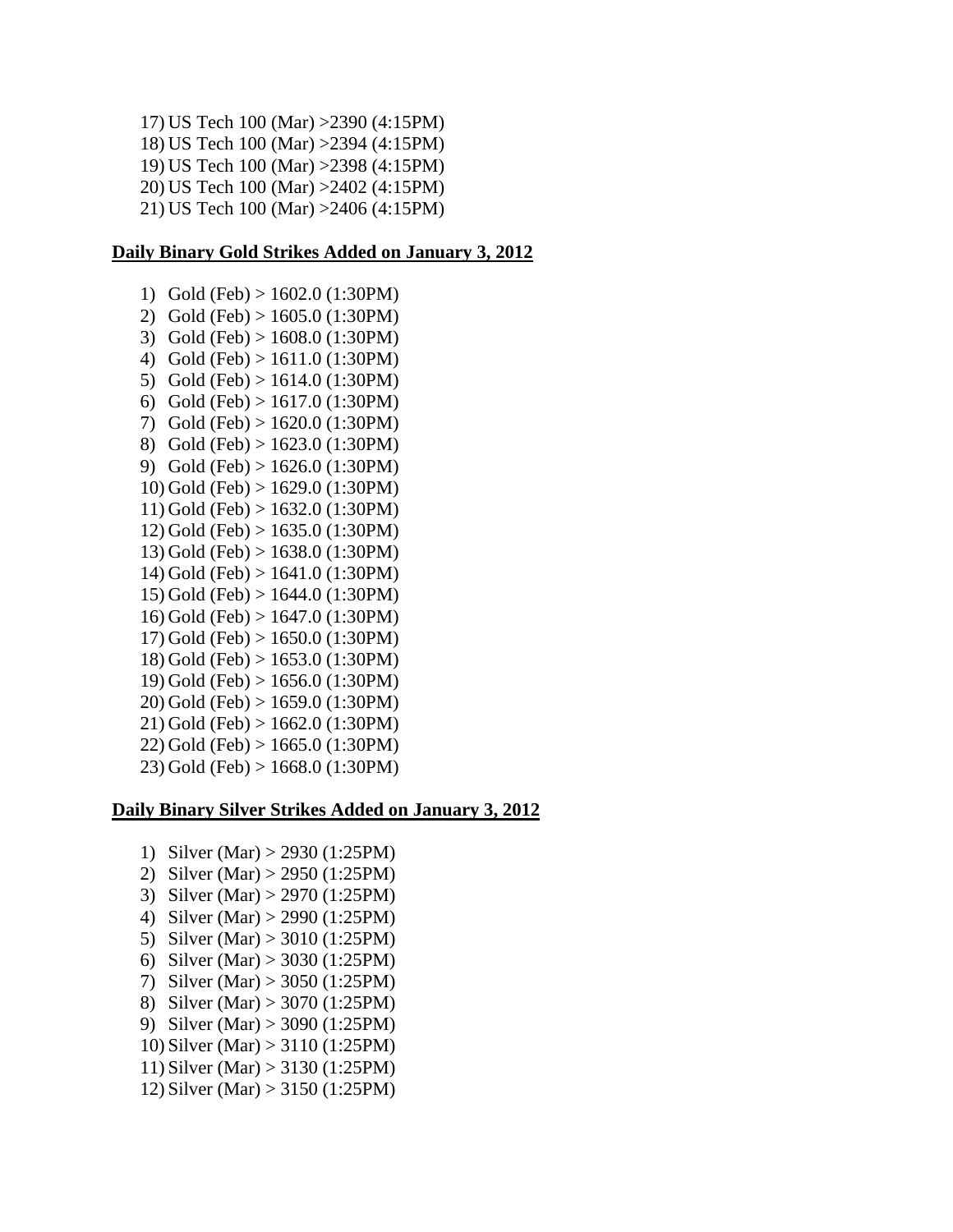17) US Tech 100 (Mar) >2390 (4:15PM)
18) US Tech 100 (Mar) >2394 (4:15PM)
19) US Tech 100 (Mar) >2398 (4:15PM)
20) US Tech 100 (Mar) >2402 (4:15PM)
21) US Tech 100 (Mar) >2406 (4:15PM)

**Daily Binary Gold Strikes Added on January 3, 2012**

1) Gold (Feb) > 1602.0 (1:30PM)
2) Gold (Feb) > 1605.0 (1:30PM)
3) Gold (Feb) > 1608.0 (1:30PM)
4) Gold (Feb) > 1611.0 (1:30PM)
5) Gold (Feb) > 1614.0 (1:30PM)
6) Gold (Feb) > 1617.0 (1:30PM)
7) Gold (Feb) > 1620.0 (1:30PM)
8) Gold (Feb) > 1623.0 (1:30PM)
9) Gold (Feb) > 1626.0 (1:30PM)
10) Gold (Feb) > 1629.0 (1:30PM)
11) Gold (Feb) > 1632.0 (1:30PM)
12) Gold (Feb) > 1635.0 (1:30PM)
13) Gold (Feb) > 1638.0 (1:30PM)
14) Gold (Feb) > 1641.0 (1:30PM)
15) Gold (Feb) > 1644.0 (1:30PM)
16) Gold (Feb) > 1647.0 (1:30PM)
17) Gold (Feb) > 1650.0 (1:30PM)
18) Gold (Feb) > 1653.0 (1:30PM)
19) Gold (Feb) > 1656.0 (1:30PM)
20) Gold (Feb) > 1659.0 (1:30PM)
21) Gold (Feb) > 1662.0 (1:30PM)
22) Gold (Feb) > 1665.0 (1:30PM)
23) Gold (Feb) > 1668.0 (1:30PM)

**Daily Binary Silver Strikes Added on January 3, 2012**

1) Silver (Mar) > 2930 (1:25PM)
2) Silver (Mar) > 2950 (1:25PM)
3) Silver (Mar) > 2970 (1:25PM)
4) Silver (Mar) > 2990 (1:25PM)
5) Silver (Mar) > 3010 (1:25PM)
6) Silver (Mar) > 3030 (1:25PM)
7) Silver (Mar) > 3050 (1:25PM)
8) Silver (Mar) > 3070 (1:25PM)
9) Silver (Mar) > 3090 (1:25PM)
10) Silver (Mar) > 3110 (1:25PM)
11) Silver (Mar) > 3130 (1:25PM)
12) Silver (Mar) > 3150 (1:25PM)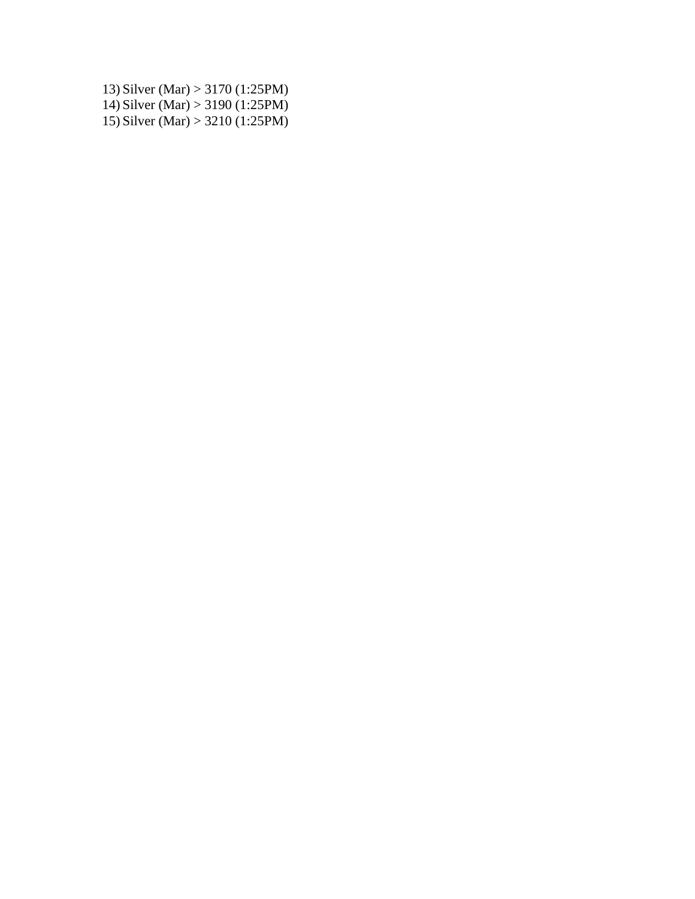13) Silver (Mar) > 3170 (1:25PM)
14) Silver (Mar) > 3190 (1:25PM)
15) Silver (Mar) > 3210 (1:25PM)